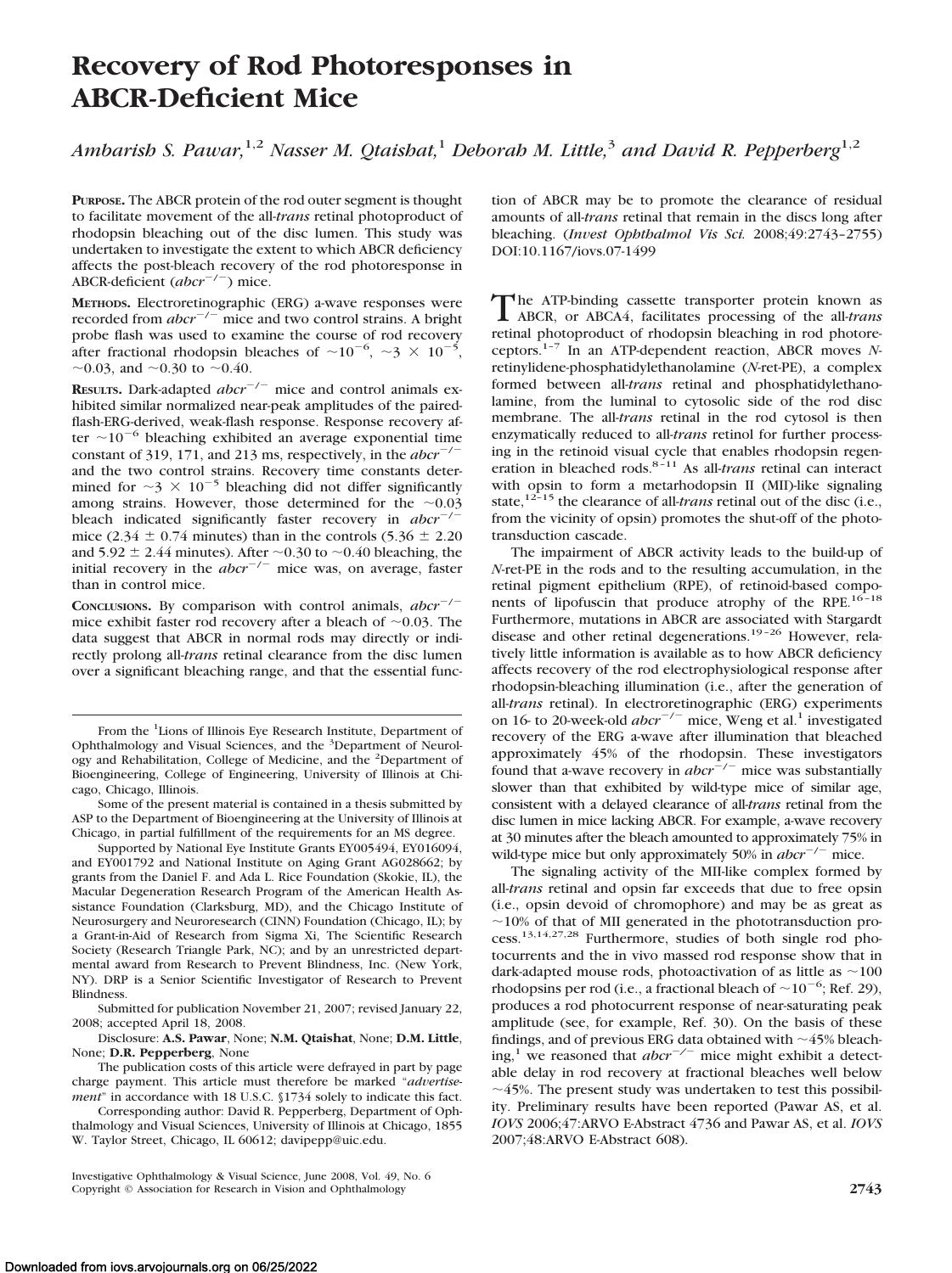# Recovery of Rod Photoresponses in ABCR-Deficient Mice

*Ambarish S. Pawar,*[1,2] *Nasser M. Qtaishat,*[1] *Deborah M. Little,*[3] *and David R. Pepperberg*[1,2]

**Purpose.** The ABCR protein of the rod outer segment is thought to facilitate movement of the all-*trans* retinal photoproduct of rhodopsin bleaching out of the disc lumen. This study was undertaken to investigate the extent to which ABCR deficiency affects the post-bleach recovery of the rod photoresponse in ABCR-deficient ($abcr^{-/-}$) mice.

**Methods.** Electroretinographic (ERG) a-wave responses were recorded from $abcr^{-/-}$ mice and two control strains. A bright probe flash was used to examine the course of rod recovery after fractional rhodopsin bleaches of $\sim 10^{-6}$, $\sim 3 \times 10^{-5}$, $\sim 0.03$, and $\sim 0.30$ to $\sim 0.40$.

**Results.** Dark-adapted $abcr^{-/-}$ mice and control animals exhibited similar normalized near-peak amplitudes of the paired-flash-ERG-derived, weak-flash response. Response recovery after $\sim 10^{-6}$ bleaching exhibited an average exponential time constant of 319, 171, and 213 ms, respectively, in the $abcr^{-/-}$ and the two control strains. Recovery time constants determined for $\sim 3 \times 10^{-5}$ bleaching did not differ significantly among strains. However, those determined for the $\sim 0.03$ bleach indicated significantly faster recovery in $abcr^{-/-}$ mice ($2.34 \pm 0.74$ minutes) than in the controls ($5.36 \pm 2.20$ and $5.92 \pm 2.44$ minutes). After $\sim 0.30$ to $\sim 0.40$ bleaching, the initial recovery in the $abcr^{-/-}$ mice was, on average, faster than in control mice.

**Conclusions.** By comparison with control animals, $abcr^{-/-}$ mice exhibit faster rod recovery after a bleach of $\sim 0.03$. The data suggest that ABCR in normal rods may directly or indirectly prolong all-*trans* retinal clearance from the disc lumen over a significant bleaching range, and that the essential function of ABCR may be to promote the clearance of residual amounts of all-*trans* retinal that remain in the discs long after bleaching. (*Invest Ophthalmol Vis Sci.* 2008;49:2743–2755) DOI:10.1167/iovs.07-1499

From the [1]Lions of Illinois Eye Research Institute, Department of Ophthalmology and Visual Sciences, and the [3]Department of Neurology and Rehabilitation, College of Medicine, and the [2]Department of Bioengineering, College of Engineering, University of Illinois at Chicago, Chicago, Illinois.

Some of the present material is contained in a thesis submitted by ASP to the Department of Bioengineering at the University of Illinois at Chicago, in partial fulfillment of the requirements for an MS degree.

Supported by National Eye Institute Grants EY005494, EY016094, and EY001792 and National Institute on Aging Grant AG028662; by grants from the Daniel F. and Ada L. Rice Foundation (Skokie, IL), the Macular Degeneration Research Program of the American Health Assistance Foundation (Clarksburg, MD), and the Chicago Institute of Neurosurgery and Neuroresearch (CINN) Foundation (Chicago, IL); by a Grant-in-Aid of Research from Sigma Xi, The Scientific Research Society (Research Triangle Park, NC); and by an unrestricted departmental award from Research to Prevent Blindness, Inc. (New York, NY). DRP is a Senior Scientific Investigator of Research to Prevent Blindness.

Submitted for publication November 21, 2007; revised January 22, 2008; accepted April 18, 2008.

Disclosure: **A.S. Pawar**, None; **N.M. Qtaishat**, None; **D.M. Little**, None; **D.R. Pepperberg**, None

The publication costs of this article were defrayed in part by page charge payment. This article must therefore be marked "*advertisement*" in accordance with 18 U.S.C. §1734 solely to indicate this fact.

Corresponding author: David R. Pepperberg, Department of Ophthalmology and Visual Sciences, University of Illinois at Chicago, 1855 W. Taylor Street, Chicago, IL 60612; davipepp@uic.edu.

The ATP-binding cassette transporter protein known as ABCR, or ABCA4, facilitates processing of the all-*trans* retinal photoproduct of rhodopsin bleaching in rod photoreceptors.[1–7] In an ATP-dependent reaction, ABCR moves *N*-retinylidene-phosphatidylethanolamine (*N*-ret-PE), a complex formed between all-*trans* retinal and phosphatidylethanolamine, from the luminal to cytosolic side of the rod disc membrane. The all-*trans* retinal in the rod cytosol is then enzymatically reduced to all-*trans* retinol for further processing in the retinoid visual cycle that enables rhodopsin regeneration in bleached rods.[8–11] As all-*trans* retinal can interact with opsin to form a metarhodopsin II (MII)-like signaling state,[12–15] the clearance of all-*trans* retinal out of the disc (i.e., from the vicinity of opsin) promotes the shut-off of the phototransduction cascade.

The impairment of ABCR activity leads to the build-up of *N*-ret-PE in the rods and to the resulting accumulation, in the retinal pigment epithelium (RPE), of retinoid-based components of lipofuscin that produce atrophy of the RPE.[16–18] Furthermore, mutations in ABCR are associated with Stargardt disease and other retinal degenerations.[19–26] However, relatively little information is available as to how ABCR deficiency affects recovery of the rod electrophysiological response after rhodopsin-bleaching illumination (i.e., after the generation of all-*trans* retinal). In electroretinographic (ERG) experiments on 16- to 20-week-old $abcr^{-/-}$ mice, Weng et al.[1] investigated recovery of the ERG a-wave after illumination that bleached approximately 45% of the rhodopsin. These investigators found that a-wave recovery in $abcr^{-/-}$ mice was substantially slower than that exhibited by wild-type mice of similar age, consistent with a delayed clearance of all-*trans* retinal from the disc lumen in mice lacking ABCR. For example, a-wave recovery at 30 minutes after the bleach amounted to approximately 75% in wild-type mice but only approximately 50% in $abcr^{-/-}$ mice.

The signaling activity of the MII-like complex formed by all-*trans* retinal and opsin far exceeds that due to free opsin (i.e., opsin devoid of chromophore) and may be as great as $\sim 10\%$ of that of MII generated in the phototransduction process.[13,14,27,28] Furthermore, studies of both single rod photocurrents and the in vivo massed rod response show that in dark-adapted mouse rods, photoactivation of as little as $\sim 100$ rhodopsins per rod (i.e., a fractional bleach of $\sim 10^{-6}$; Ref. 29), produces a rod photocurrent response of near-saturating peak amplitude (see, for example, Ref. 30). On the basis of these findings, and of previous ERG data obtained with $\sim 45\%$ bleaching,[1] we reasoned that $abcr^{-/-}$ mice might exhibit a detectable delay in rod recovery at fractional bleaches well below $\sim 45\%$. The present study was undertaken to test this possibility. Preliminary results have been reported (Pawar AS, et al. *IOVS* 2006;47:ARVO E-Abstract 4736 and Pawar AS, et al. *IOVS* 2007;48:ARVO E-Abstract 608).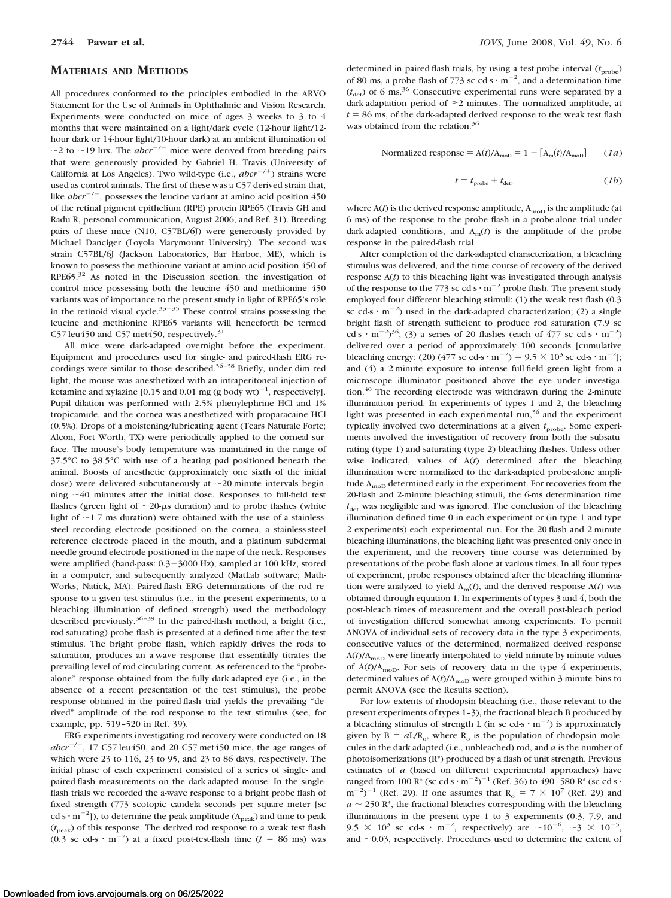## Materials and Methods

All procedures conformed to the principles embodied in the ARVO Statement for the Use of Animals in Ophthalmic and Vision Research. Experiments were conducted on mice of ages 3 weeks to 3 to 4 months that were maintained on a light/dark cycle (12-hour light/12-hour dark or 14-hour light/10-hour dark) at an ambient illumination of ~2 to ~19 lux. The $abcr^{-/-}$ mice were derived from breeding pairs that were generously provided by Gabriel H. Travis (University of California at Los Angeles). Two wild-type (i.e., $abcr^{+/+}$) strains were used as control animals. The first of these was a C57-derived strain that, like $abcr^{-/-}$, possesses the leucine variant at amino acid position 450 of the retinal pigment epithelium (RPE) protein RPE65 (Travis GH and Radu R, personal communication, August 2006, and Ref. 31). Breeding pairs of these mice (N10, C57BL/6J) were generously provided by Michael Danciger (Loyola Marymount University). The second was strain C57BL/6J (Jackson Laboratories, Bar Harbor, ME), which is known to possess the methionine variant at amino acid position 450 of RPE65.[32] As noted in the Discussion section, the investigation of control mice possessing both the leucine 450 and methionine 450 variants was of importance to the present study in light of RPE65's role in the retinoid visual cycle.[33–35] These control strains possessing the leucine and methionine RPE65 variants will henceforth be termed C57-leu450 and C57-met450, respectively.[31]

All mice were dark-adapted overnight before the experiment. Equipment and procedures used for single- and paired-flash ERG recordings were similar to those described.[36–38] Briefly, under dim red light, the mouse was anesthetized with an intraperitoneal injection of ketamine and xylazine [0.15 and 0.01 mg (g body wt)$^{-1}$, respectively]. Pupil dilation was performed with 2.5% phenylephrine HCl and 1% tropicamide, and the cornea was anesthetized with proparacaine HCl (0.5%). Drops of a moistening/lubricating agent (Tears Naturale Forte; Alcon, Fort Worth, TX) were periodically applied to the corneal surface. The mouse's body temperature was maintained in the range of 37.5°C to 38.5°C with use of a heating pad positioned beneath the animal. Boosts of anesthetic (approximately one sixth of the initial dose) were delivered subcutaneously at ~20-minute intervals beginning ~40 minutes after the initial dose. Responses to full-field test flashes (green light of ~20-μs duration) and to probe flashes (white light of ~1.7 ms duration) were obtained with the use of a stainless-steel recording electrode positioned on the cornea, a stainless-steel reference electrode placed in the mouth, and a platinum subdermal needle ground electrode positioned in the nape of the neck. Responses were amplified (band-pass: 0.3–3000 Hz), sampled at 100 kHz, stored in a computer, and subsequently analyzed (MatLab software; MathWorks, Natick, MA). Paired-flash ERG determinations of the rod response to a given test stimulus (i.e., in the present experiments, to a bleaching illumination of defined strength) used the methodology described previously.[36–39] In the paired-flash method, a bright (i.e., rod-saturating) probe flash is presented at a defined time after the test stimulus. The bright probe flash, which rapidly drives the rods to saturation, produces an a-wave response that essentially titrates the prevailing level of rod circulating current. As referenced to the "probe-alone" response obtained from the fully dark-adapted eye (i.e., in the absence of a recent presentation of the test stimulus), the probe response obtained in the paired-flash trial yields the prevailing "derived" amplitude of the rod response to the test stimulus (see, for example, pp. 519–520 in Ref. 39).

ERG experiments investigating rod recovery were conducted on 18 $abcr^{-/-}$, 17 C57-leu450, and 20 C57-met450 mice, the age ranges of which were 23 to 116, 23 to 95, and 23 to 86 days, respectively. The initial phase of each experiment consisted of a series of single- and paired-flash measurements on the dark-adapted mouse. In the single-flash trials we recorded the a-wave response to a bright probe flash of fixed strength (773 scotopic candela seconds per square meter [sc cd-s · m$^{-2}$]), to determine the peak amplitude ($A_{peak}$) and time to peak ($t_{peak}$) of this response. The derived rod response to a weak test flash (0.3 sc cd-s · m$^{-2}$) at a fixed post-test-flash time ($t$ = 86 ms) was determined in paired-flash trials, by using a test-probe interval ($t_{probe}$) of 80 ms, a probe flash of 773 sc cd-s · m$^{-2}$, and a determination time ($t_{det}$) of 6 ms.[36] Consecutive experimental runs were separated by a dark-adaptation period of ≥2 minutes. The normalized amplitude, at $t$ = 86 ms, of the dark-adapted derived response to the weak test flash was obtained from the relation.[36]

$$\text{Normalized response} = A(t)/A_{moD} = 1 - [A_m(t)/A_{moD}] \qquad (1a)$$

$$t = t_{probe} + t_{det}, \qquad (1b)$$

where $A(t)$ is the derived response amplitude, $A_{moD}$ is the amplitude (at 6 ms) of the response to the probe flash in a probe-alone trial under dark-adapted conditions, and $A_m(t)$ is the amplitude of the probe response in the paired-flash trial.

After completion of the dark-adapted characterization, a bleaching stimulus was delivered, and the time course of recovery of the derived response $A(t)$ to this bleaching light was investigated through analysis of the response to the 773 sc cd-s · m$^{-2}$ probe flash. The present study employed four different bleaching stimuli: (1) the weak test flash (0.3 sc cd-s · m$^{-2}$) used in the dark-adapted characterization; (2) a single bright flash of strength sufficient to produce rod saturation (7.9 sc cd-s · m$^{-2}$)[36]; (3) a series of 20 flashes (each of 477 sc cd-s · m$^{-2}$) delivered over a period of approximately 100 seconds [cumulative bleaching energy: (20) (477 sc cd-s · m$^{-2}$) = 9.5 × 10$^3$ sc cd-s · m$^{-2}$]; and (4) a 2-minute exposure to intense full-field green light from a microscope illuminator positioned above the eye under investigation.[40] The recording electrode was withdrawn during the 2-minute illumination period. In experiments of types 1 and 2, the bleaching light was presented in each experimental run,[36] and the experiment typically involved two determinations at a given $t_{probe}$. Some experiments involved the investigation of recovery from both the subsaturating (type 1) and saturating (type 2) bleaching flashes. Unless otherwise indicated, values of $A(t)$ determined after the bleaching illumination were normalized to the dark-adapted probe-alone amplitude $A_{moD}$ determined early in the experiment. For recoveries from the 20-flash and 2-minute bleaching stimuli, the 6-ms determination time $t_{det}$ was negligible and was ignored. The conclusion of the bleaching illumination defined time 0 in each experiment or (in type 1 and type 2 experiments) each experimental run. For the 20-flash and 2-minute bleaching illuminations, the bleaching light was presented only once in the experiment, and the recovery time course was determined by presentations of the probe flash alone at various times. In all four types of experiment, probe responses obtained after the bleaching illumination were analyzed to yield $A_m(t)$, and the derived response $A(t)$ was obtained through equation 1. In experiments of types 3 and 4, both the post-bleach times of measurement and the overall post-bleach period of investigation differed somewhat among experiments. To permit ANOVA of individual sets of recovery data in the type 3 experiments, consecutive values of the determined, normalized derived response $A(t)/A_{moD}$ were linearly interpolated to yield minute-by-minute values of $A(t)/A_{moD}$. For sets of recovery data in the type 4 experiments, determined values of $A(t)/A_{moD}$ were grouped within 3-minute bins to permit ANOVA (see the Results section).

For low extents of rhodopsin bleaching (i.e., those relevant to the present experiments of types 1–3), the fractional bleach B produced by a bleaching stimulus of strength L (in sc cd-s · m$^{-2}$) is approximately given by $B = aL/R_o$, where $R_o$ is the population of rhodopsin molecules in the dark-adapted (i.e., unbleached) rod, and $a$ is the number of photoisomerizations (R*) produced by a flash of unit strength. Previous estimates of $a$ (based on different experimental approaches) have ranged from 100 R* (sc cd-s · m$^{-2}$)$^{-1}$ (Ref. 36) to 490–580 R* (sc cd-s · m$^{-2}$)$^{-1}$ (Ref. 29). If one assumes that $R_o$ = 7 × 10$^7$ (Ref. 29) and $a$ ~ 250 R*, the fractional bleaches corresponding with the bleaching illuminations in the present type 1 to 3 experiments (0.3, 7.9, and 9.5 × 10$^3$ sc cd-s · m$^{-2}$, respectively) are ~10$^{-6}$, ~3 × 10$^{-5}$, and ~0.03, respectively. Procedures used to determine the extent of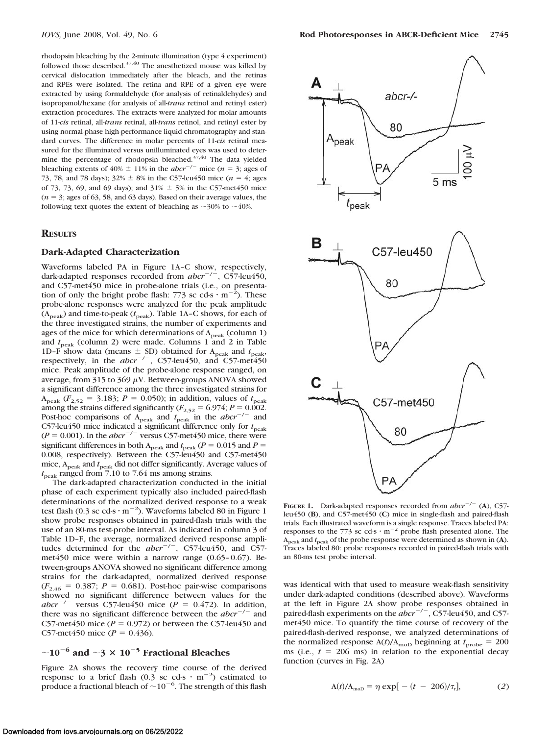rhodopsin bleaching by the 2-minute illumination (type 4 experiment) followed those described.[37,40] The anesthetized mouse was killed by cervical dislocation immediately after the bleach, and the retinas and RPEs were isolated. The retina and RPE of a given eye were extracted by using formaldehyde (for analysis of retinaldehydes) and isopropanol/hexane (for analysis of all-*trans* retinol and retinyl ester) extraction procedures. The extracts were analyzed for molar amounts of 11-*cis* retinal, all-*trans* retinal, all-*trans* retinol, and retinyl ester by using normal-phase high-performance liquid chromatography and standard curves. The difference in molar percents of 11-*cis* retinal measured for the illuminated versus unilluminated eyes was used to determine the percentage of rhodopsin bleached.[37,40] The data yielded bleaching extents of 40% ± 11% in the $abcr^{-/-}$ mice ($n = 3$; ages of 73, 78, and 78 days); 32% ± 8% in the C57-leu450 mice ($n = 4$; ages of 73, 73, 69, and 69 days); and 31% ± 5% in the C57-met450 mice ($n = 3$; ages of 63, 58, and 63 days). Based on their average values, the following text quotes the extent of bleaching as ~30% to ~40%.

## Results

### Dark-Adapted Characterization

Waveforms labeled PA in Figure 1A–C show, respectively, dark-adapted responses recorded from $abcr^{-/-}$, C57-leu450, and C57-met450 mice in probe-alone trials (i.e., on presentation of only the bright probe flash: 773 sc cd-s · $m^{-2}$). These probe-alone responses were analyzed for the peak amplitude ($A_{peak}$) and time-to-peak ($t_{peak}$). Table 1A–C shows, for each of the three investigated strains, the number of experiments and ages of the mice for which determinations of $A_{peak}$ (column 1) and $t_{peak}$ (column 2) were made. Columns 1 and 2 in Table 1D–F show data (means ± SD) obtained for $A_{peak}$ and $t_{peak}$, respectively, in the $abcr^{-/-}$, C57-leu450, and C57-met450 mice. Peak amplitude of the probe-alone response ranged, on average, from 315 to 369 μV. Between-groups ANOVA showed a significant difference among the three investigated strains for $A_{peak}$ ($F_{2,52} = 3.183$; $P = 0.050$); in addition, values of $t_{peak}$ among the strains differed significantly ($F_{2,52} = 6.974$; $P = 0.002$. Post-hoc comparisons of $A_{peak}$ and $t_{peak}$ in the $abcr^{-/-}$ and C57-leu450 mice indicated a significant difference only for $t_{peak}$ ($P = 0.001$). In the $abcr^{-/-}$ versus C57-met450 mice, there were significant differences in both $A_{peak}$ and $t_{peak}$ ($P = 0.015$ and $P = 0.008$, respectively). Between the C57-leu450 and C57-met450 mice, $A_{peak}$ and $t_{peak}$ did not differ significantly. Average values of $t_{peak}$ ranged from 7.10 to 7.64 ms among strains.

The dark-adapted characterization conducted in the initial phase of each experiment typically also included paired-flash determinations of the normalized derived response to a weak test flash (0.3 sc cd-s · $m^{-2}$). Waveforms labeled 80 in Figure 1 show probe responses obtained in paired-flash trials with the use of an 80-ms test-probe interval. As indicated in column 3 of Table 1D–F, the average, normalized derived response amplitudes determined for the $abcr^{-/-}$, C57-leu450, and C57-met450 mice were within a narrow range (0.65–0.67). Between-groups ANOVA showed no significant difference among strains for the dark-adapted, normalized derived response ($F_{2,46} = 0.387$; $P = 0.681$). Post-hoc pair-wise comparisons showed no significant difference between values for the $abcr^{-/-}$ versus C57-leu450 mice ($P = 0.472$). In addition, there was no significant difference between the $abcr^{-/-}$ and C57-met450 mice ($P = 0.972$) or between the C57-leu450 and C57-met450 mice ($P = 0.436$).

### ~$10^{-6}$ and ~$3 \times 10^{-5}$ Fractional Bleaches

Figure 2A shows the recovery time course of the derived response to a brief flash (0.3 sc cd-s · $m^{-2}$) estimated to produce a fractional bleach of ~$10^{-6}$. The strength of this flash was identical with that used to measure weak-flash sensitivity under dark-adapted conditions (described above). Waveforms at the left in Figure 2A show probe responses obtained in paired-flash experiments on the $abcr^{-/-}$, C57-leu450, and C57-met450 mice. To quantify the time course of recovery of the paired-flash-derived response, we analyzed determinations of the normalized response $A(t)/A_{moD}$ beginning at $t_{probe} = 200$ ms (i.e., $t = 206$ ms) in relation to the exponential decay function (curves in Fig. 2A)

$$A(t)/A_{moD} = \eta \exp[-(t - 206)/\tau_r], \tag{2}$$

**Figure 1.** Dark-adapted responses recorded from $abcr^{-/-}$ (**A**), C57-leu450 (**B**), and C57-met450 (**C**) mice in single-flash and paired-flash trials. Each illustrated waveform is a single response. Traces labeled PA: responses to the 773 sc cd-s · $m^{-2}$ probe flash presented alone. The $A_{peak}$ and $t_{peak}$ of the probe response were determined as shown in (**A**). Traces labeled 80: probe responses recorded in paired-flash trials with an 80-ms test probe interval.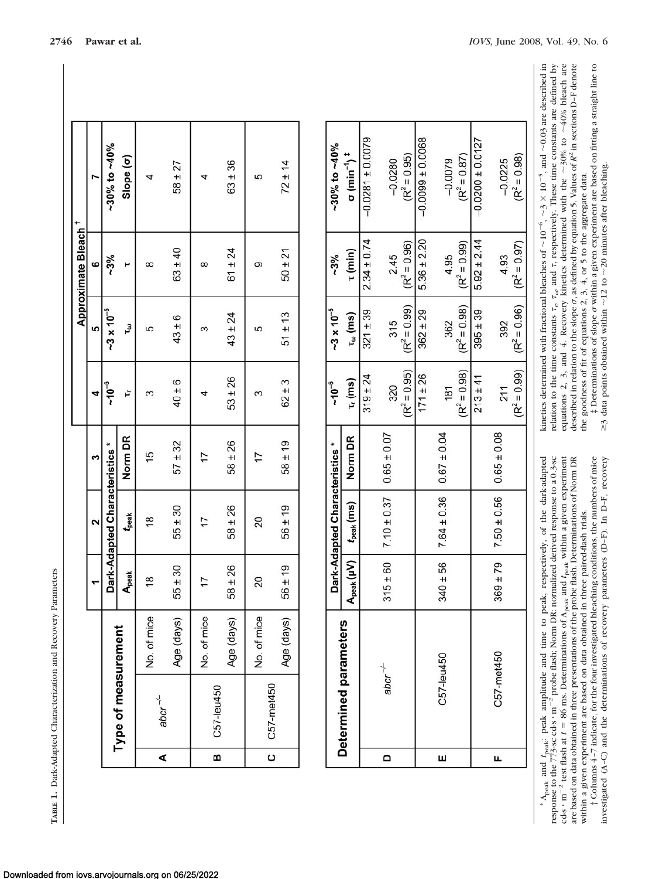**TABLE 1.** Dark-Adapted Characterization and Recovery Parameters

| | Type of measurement | | 1 | 2 | 3 | 4 | 5 | 6 | 7 |
|---|---|---|---|---|---|---|---|---|---|
| | | | Dark-Adapted Characteristics * | | | Approximate Bleach † | | | |
| | | | $A_{peak}$ | $t_{peak}$ | Norm DR | ~$10^{-6}$ | ~$3 \times 10^{-5}$ | ~3% | ~30% to ~40% |
| | | | | | | $\tau_r$ | $\tau_\omega$ | $\tau$ | Slope (σ) |
| A | $abcr^{-/-}$ | No. of mice | 18 | 18 | 15 | 3 | 5 | 8 | 4 |
| | | Age (days) | 55 ± 30 | 55 ± 30 | 57 ± 32 | 40 ± 6 | 43 ± 6 | 63 ± 40 | 58 ± 27 |
| B | C57-leu450 | No. of mice | 17 | 17 | 17 | 4 | 3 | 8 | 4 |
| | | Age (days) | 58 ± 26 | 58 ± 26 | 58 ± 26 | 53 ± 26 | 43 ± 24 | 61 ± 24 | 63 ± 36 |
| C | C57-met450 | No. of mice | 20 | 20 | 17 | 3 | 5 | 9 | 5 |
| | | Age (days) | 56 ± 19 | 56 ± 19 | 58 ± 19 | 62 ± 3 | 51 ± 13 | 50 ± 21 | 72 ± 14 |

| | Determined parameters | Dark-Adapted Characteristics * | | | ~$10^{-6}$ | ~$3 \times 10^{-5}$ | ~3% | ~30% to ~40% |
|---|---|---|---|---|---|---|---|---|
| | | $A_{peak}$ (µV) | $t_{peak}$ (ms) | Norm DR | $\tau_r$ (ms) | $\tau_\omega$ (ms) | $\tau$ (min) | σ ($min^{-1}$) ‡ |
| D | $abcr^{-/-}$ | 315 ± 60 | 7.10 ± 0.37 | 0.65 ± 0.07 | 319 ± 24 | 321 ± 39 | 2.34 ± 0.74 | −0.0281 ± 0.0079 |
| | | | | | 320 ($R^2$ = 0.95) | 315 ($R^2$ = 0.99) | 2.45 ($R^2$ = 0.96) | −0.0280 ($R^2$ = 0.95) |
| E | C57-leu450 | 340 ± 56 | 7.64 ± 0.36 | 0.67 ± 0.04 | 171 ± 26 | 362 ± 29 | 5.36 ± 2.20 | −0.0099 ± 0.0068 |
| | | | | | 181 ($R^2$ = 0.98) | 362 ($R^2$ = 0.98) | 4.95 ($R^2$ = 0.99) | −0.0079 ($R^2$ = 0.87) |
| F | C57-met450 | 369 ± 79 | 7.50 ± 0.56 | 0.65 ± 0.08 | 213 ± 41 | 395 ± 39 | 5.92 ± 2.44 | −0.0200 ± 0.0127 |
| | | | | | 211 ($R^2$ = 0.99) | 392 ($R^2$ = 0.96) | 4.93 ($R^2$ = 0.97) | −0.0225 ($R^2$ = 0.98) |

\* $A_{peak}$ and $t_{peak}$: peak amplitude and time to peak, respectively, of the dark-adapted response to the 773-sc cd-s · $m^{-2}$ probe flash; Norm DR: normalized derived response to a 0.3-sc cd-s · $m^{-2}$ test flash at $t$ = 86 ms. Determinations of $A_{peak}$ and $t_{peak}$ within a given experiment are based on data obtained in three presentations of the probe flash. Determinations of Norm DR within a given experiment are based on data obtained in three paired-flash trials.

† Columns 4–7 indicate, for the four investigated bleaching conditions, the numbers of mice investigated (A–C) and the determinations of recovery parameters (D–F). In D–F, recovery kinetics determined with fractional bleaches of ~$10^{-6}$, ~$3 \times 10^{-5}$, and ~0.03 are described in relation to the time constants $\tau_r$, $\tau_\omega$, and $\tau$, respectively. These time constants are defined by equations 2, 3, and 4. Recovery kinetics determined with the ~30% to ~40% bleach are described in relation to the slope σ, as defined by equation 5. Values of $R^2$ in sections D–F denote the goodness of fit of equations 2, 3, 4, or 5 to the aggregate data.

‡ Determinations of slope σ within a given experiment are based on fitting a straight line to ≥3 data points obtained within ~12 to ~20 minutes after bleaching.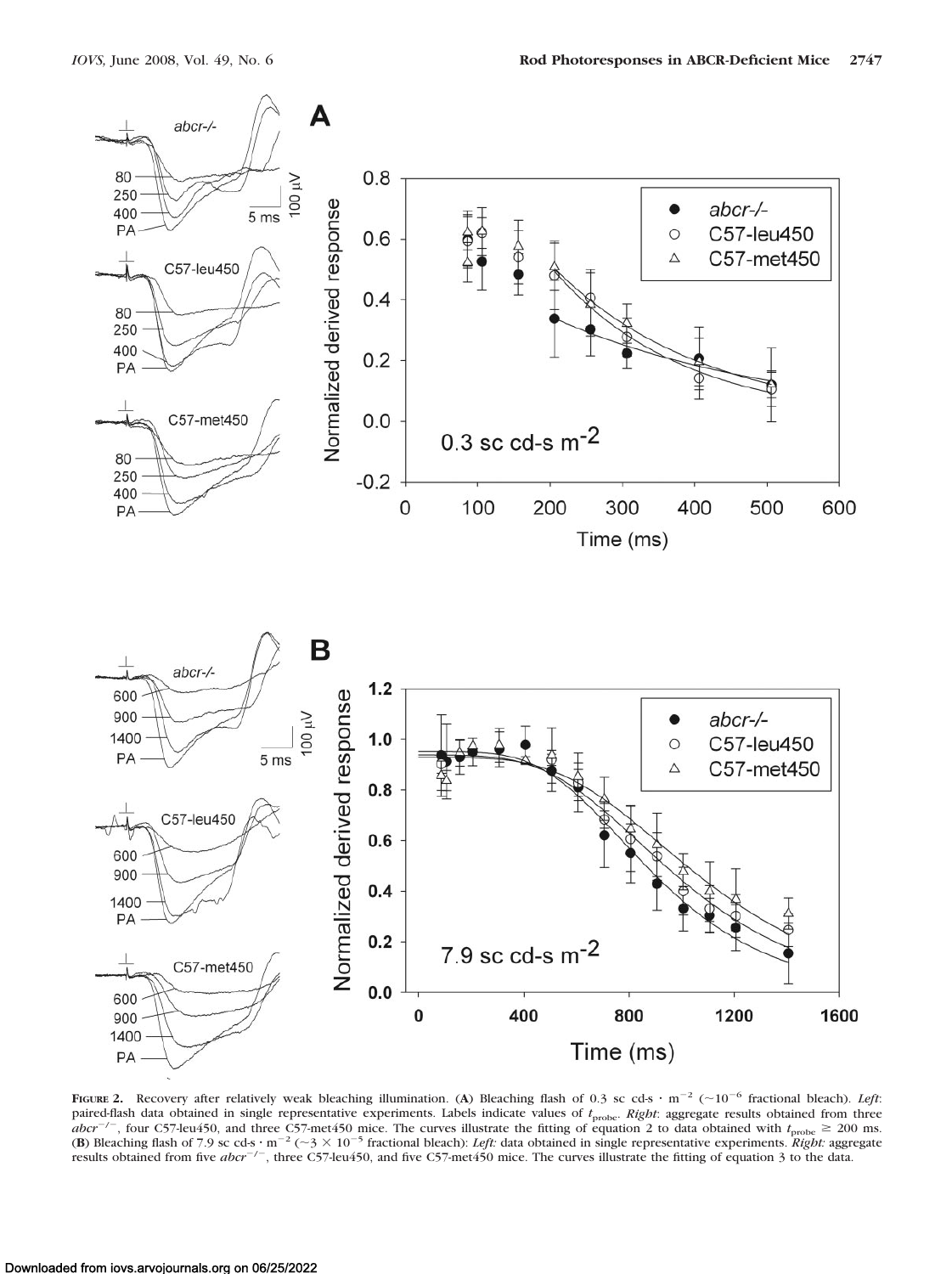**Figure 2.** Recovery after relatively weak bleaching illumination. (**A**) Bleaching flash of 0.3 sc cd-s · $m^{-2}$ (~$10^{-6}$ fractional bleach). *Left*: paired-flash data obtained in single representative experiments. Labels indicate values of $t_{probe}$. *Right*: aggregate results obtained from three $abcr^{-/-}$, four C57-leu450, and three C57-met450 mice. The curves illustrate the fitting of equation 2 to data obtained with $t_{probe} \geq 200$ ms. (**B**) Bleaching flash of 7.9 sc cd-s · $m^{-2}$ (~$3 \times 10^{-5}$ fractional bleach): *Left*: data obtained in single representative experiments. *Right:* aggregate results obtained from five $abcr^{-/-}$, three C57-leu450, and five C57-met450 mice. The curves illustrate the fitting of equation 3 to the data.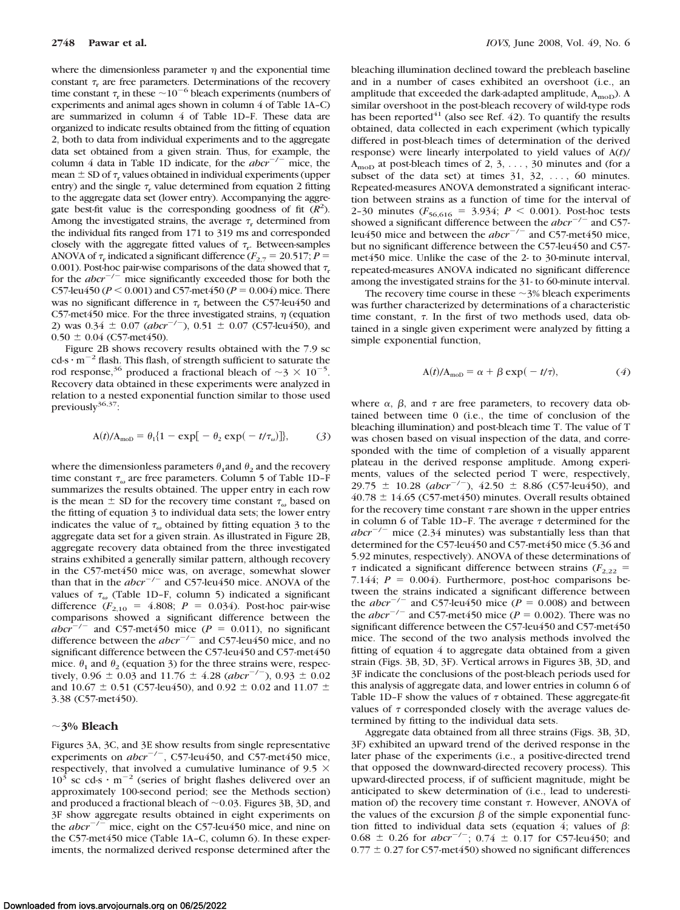where the dimensionless parameter $\eta$ and the exponential time constant $\tau_r$ are free parameters. Determinations of the recovery time constant $\tau_r$ in these ~$10^{-6}$ bleach experiments (numbers of experiments and animal ages shown in column 4 of Table 1A–C) are summarized in column 4 of Table 1D–F. These data are organized to indicate results obtained from the fitting of equation 2, both to data from individual experiments and to the aggregate data set obtained from a given strain. Thus, for example, the column 4 data in Table 1D indicate, for the *abcr*$^{-/-}$ mice, the mean ± SD of $\tau_r$ values obtained in individual experiments (upper entry) and the single $\tau_r$ value determined from equation 2 fitting to the aggregate data set (lower entry). Accompanying the aggregate best-fit value is the corresponding goodness of fit ($R^2$). Among the investigated strains, the average $\tau_r$ determined from the individual fits ranged from 171 to 319 ms and corresponded closely with the aggregate fitted values of $\tau_r$. Between-samples ANOVA of $\tau_r$ indicated a significant difference ($F_{2,7} = 20.517$; $P = 0.001$). Post-hoc pair-wise comparisons of the data showed that $\tau_r$ for the *abcr*$^{-/-}$ mice significantly exceeded those for both the C57-leu450 ($P < 0.001$) and C57-met450 ($P = 0.004$) mice. There was no significant difference in $\tau_r$ between the C57-leu450 and C57-met450 mice. For the three investigated strains, $\eta$ (equation 2) was 0.34 ± 0.07 (*abcr*$^{-/-}$), 0.51 ± 0.07 (C57-leu450), and 0.50 ± 0.04 (C57-met450).

Figure 2B shows recovery results obtained with the 7.9 sc cd-s · m$^{-2}$ flash. This flash, of strength sufficient to saturate the rod response,[36] produced a fractional bleach of ~$3 \times 10^{-5}$. Recovery data obtained in these experiments were analyzed in relation to a nested exponential function similar to those used previously[36,37]:

$$A(t)/A_{moD} = \theta_1\{1 - \exp[-\theta_2 \exp(-t/\tau_\omega)]\}, \qquad (3)$$

where the dimensionless parameters $\theta_1$ and $\theta_2$ and the recovery time constant $\tau_\omega$ are free parameters. Column 5 of Table 1D–F summarizes the results obtained. The upper entry in each row is the mean ± SD for the recovery time constant $\tau_\omega$ based on the fitting of equation 3 to individual data sets; the lower entry indicates the value of $\tau_\omega$ obtained by fitting equation 3 to the aggregate data set for a given strain. As illustrated in Figure 2B, aggregate recovery data obtained from the three investigated strains exhibited a generally similar pattern, although recovery in the C57-met450 mice was, on average, somewhat slower than that in the *abcr*$^{-/-}$ and C57-leu450 mice. ANOVA of the values of $\tau_\omega$ (Table 1D–F, column 5) indicated a significant difference ($F_{2,10} = 4.808$; $P = 0.034$). Post-hoc pair-wise comparisons showed a significant difference between the *abcr*$^{-/-}$ and C57-met450 mice ($P = 0.011$), no significant difference between the *abcr*$^{-/-}$ and C57-leu450 mice, and no significant difference between the C57-leu450 and C57-met450 mice. $\theta_1$ and $\theta_2$ (equation 3) for the three strains were, respectively, 0.96 ± 0.03 and 11.76 ± 4.28 (*abcr*$^{-/-}$), 0.93 ± 0.02 and 10.67 ± 0.51 (C57-leu450), and 0.92 ± 0.02 and 11.07 ± 3.38 (C57-met450).

## ~3% Bleach

Figures 3A, 3C, and 3E show results from single representative experiments on *abcr*$^{-/-}$, C57-leu450, and C57-met450 mice, respectively, that involved a cumulative luminance of $9.5 \times 10^3$ sc cd-s · m$^{-2}$ (series of bright flashes delivered over an approximately 100-second period; see the Methods section) and produced a fractional bleach of ~0.03. Figures 3B, 3D, and 3F show aggregate results obtained in eight experiments on the *abcr*$^{-/-}$ mice, eight on the C57-leu450 mice, and nine on the C57-met450 mice (Table 1A–C, column 6). In these experiments, the normalized derived response determined after the bleaching illumination declined toward the prebleach baseline and in a number of cases exhibited an overshoot (i.e., an amplitude that exceeded the dark-adapted amplitude, $A_{moD}$). A similar overshoot in the post-bleach recovery of wild-type rods has been reported[41] (also see Ref. 42). To quantify the results obtained, data collected in each experiment (which typically differed in post-bleach times of determination of the derived response) were linearly interpolated to yield values of $A(t)/A_{moD}$ at post-bleach times of 2, 3, . . . , 30 minutes and (for a subset of the data set) at times 31, 32, . . . , 60 minutes. Repeated-measures ANOVA demonstrated a significant interaction between strains as a function of time for the interval of 2–30 minutes ($F_{56,616} = 3.934$; $P < 0.001$). Post-hoc tests showed a significant difference between the *abcr*$^{-/-}$ and C57-leu450 mice and between the *abcr*$^{-/-}$ and C57-met450 mice, but no significant difference between the C57-leu450 and C57-met450 mice. Unlike the case of the 2- to 30-minute interval, repeated-measures ANOVA indicated no significant difference among the investigated strains for the 31- to 60-minute interval.

The recovery time course in these ~3% bleach experiments was further characterized by determinations of a characteristic time constant, $\tau$. In the first of two methods used, data obtained in a single given experiment were analyzed by fitting a simple exponential function,

$$A(t)/A_{moD} = \alpha + \beta \exp(-t/\tau), \qquad (4)$$

where $\alpha$, $\beta$, and $\tau$ are free parameters, to recovery data obtained between time 0 (i.e., the time of conclusion of the bleaching illumination) and post-bleach time T. The value of T was chosen based on visual inspection of the data, and corresponded with the time of completion of a visually apparent plateau in the derived response amplitude. Among experiments, values of the selected period T were, respectively, 29.75 ± 10.28 (*abcr*$^{-/-}$), 42.50 ± 8.86 (C57-leu450), and 40.78 ± 14.65 (C57-met450) minutes. Overall results obtained for the recovery time constant $\tau$ are shown in the upper entries in column 6 of Table 1D–F. The average $\tau$ determined for the *abcr*$^{-/-}$ mice (2.34 minutes) was substantially less than that determined for the C57-leu450 and C57-met450 mice (5.36 and 5.92 minutes, respectively). ANOVA of these determinations of $\tau$ indicated a significant difference between strains ($F_{2,22} = 7.144$; $P = 0.004$). Furthermore, post-hoc comparisons between the strains indicated a significant difference between the *abcr*$^{-/-}$ and C57-leu450 mice ($P = 0.008$) and between the *abcr*$^{-/-}$ and C57-met450 mice ($P = 0.002$). There was no significant difference between the C57-leu450 and C57-met450 mice. The second of the two analysis methods involved the fitting of equation 4 to aggregate data obtained from a given strain (Figs. 3B, 3D, 3F). Vertical arrows in Figures 3B, 3D, and 3F indicate the conclusions of the post-bleach periods used for this analysis of aggregate data, and lower entries in column 6 of Table 1D–F show the values of $\tau$ obtained. These aggregate-fit values of $\tau$ corresponded closely with the average values determined by fitting to the individual data sets.

Aggregate data obtained from all three strains (Figs. 3B, 3D, 3F) exhibited an upward trend of the derived response in the later phase of the experiments (i.e., a positive-directed trend that opposed the downward-directed recovery process). This upward-directed process, if of sufficient magnitude, might be anticipated to skew determination of (i.e., lead to underestimation of) the recovery time constant $\tau$. However, ANOVA of the values of the excursion $\beta$ of the simple exponential function fitted to individual data sets (equation 4; values of $\beta$: 0.68 ± 0.26 for *abcr*$^{-/-}$; 0.74 ± 0.17 for C57-leu450; and 0.77 ± 0.27 for C57-met450) showed no significant differences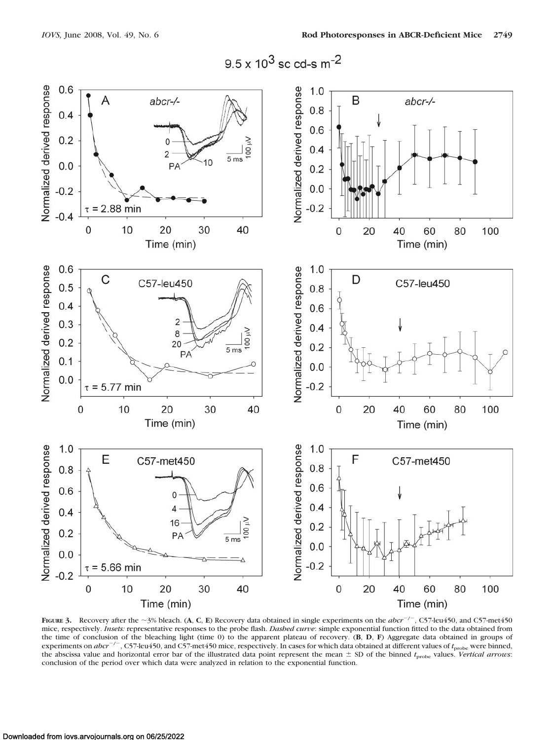**FIGURE 3.** Recovery after the ~3% bleach. (**A**, **C**, **E**) Recovery data obtained in single experiments on the $abcr^{-/-}$, C57-leu450, and C57-met450 mice, respectively. *Insets:* representative responses to the probe flash. *Dashed curve*: simple exponential function fitted to the data obtained from the time of conclusion of the bleaching light (time 0) to the apparent plateau of recovery. (**B**, **D**, **F**) Aggregate data obtained in groups of experiments on $abcr^{-/-}$, C57-leu450, and C57-met450 mice, respectively. In cases for which data obtained at different values of $t_{probe}$ were binned, the abscissa value and horizontal error bar of the illustrated data point represent the mean ± SD of the binned $t_{probe}$ values. *Vertical arrows*: conclusion of the period over which data were analyzed in relation to the exponential function.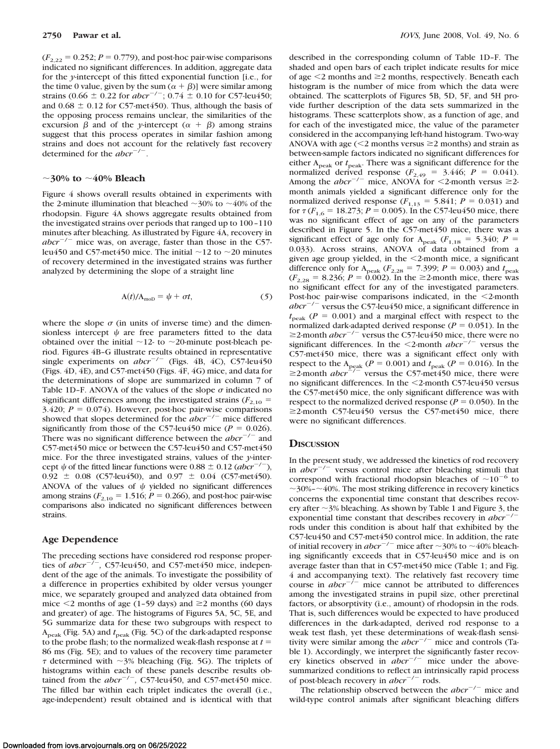($F_{2,22} = 0.252$; $P = 0.779$), and post-hoc pair-wise comparisons indicated no significant differences. In addition, aggregate data for the *y*-intercept of this fitted exponential function [i.e., for the time 0 value, given by the sum ($\alpha + \beta$)] were similar among strains (0.66 ± 0.22 for *abcr*$^{-/-}$; 0.74 ± 0.10 for C57-leu450; and 0.68 ± 0.12 for C57-met450). Thus, although the basis of the opposing process remains unclear, the similarities of the excursion $\beta$ and of the *y*-intercept ($\alpha + \beta$) among strains suggest that this process operates in similar fashion among strains and does not account for the relatively fast recovery determined for the *abcr*$^{-/-}$.

### ~30% to ~40% Bleach

Figure 4 shows overall results obtained in experiments with the 2-minute illumination that bleached ~30% to ~40% of the rhodopsin. Figure 4A shows aggregate results obtained from the investigated strains over periods that ranged up to 100–110 minutes after bleaching. As illustrated by Figure 4A, recovery in *abcr*$^{-/-}$ mice was, on average, faster than those in the C57-leu450 and C57-met450 mice. The initial ~12 to ~20 minutes of recovery determined in the investigated strains was further analyzed by determining the slope of a straight line

$$A(t)/A_{moD} = \psi + \sigma t, \quad (5)$$

where the slope $\sigma$ (in units of inverse time) and the dimensionless intercept $\psi$ are free parameters fitted to the data obtained over the initial ~12- to ~20-minute post-bleach period. Figures 4B–G illustrate results obtained in representative single experiments on *abcr*$^{-/-}$ (Figs. 4B, 4C), C57-leu450 (Figs. 4D, 4E), and C57-met450 (Figs. 4F, 4G) mice, and data for the determinations of slope are summarized in column 7 of Table 1D–F. ANOVA of the values of the slope $\sigma$ indicated no significant differences among the investigated strains ($F_{2,10} = 3.420$; $P = 0.074$). However, post-hoc pair-wise comparisons showed that slopes determined for the *abcr*$^{-/-}$ mice differed significantly from those of the C57-leu450 mice ($P = 0.026$). There was no significant difference between the *abcr*$^{-/-}$ and C57-met450 mice or between the C57-leu450 and C57-met450 mice. For the three investigated strains, values of the *y*-intercept $\psi$ of the fitted linear functions were 0.88 ± 0.12 (*abcr*$^{-/-}$), 0.92 ± 0.08 (C57-leu450), and 0.97 ± 0.04 (C57-met450). ANOVA of the values of $\psi$ yielded no significant differences among strains ($F_{2,10} = 1.516$; $P = 0.266$), and post-hoc pair-wise comparisons also indicated no significant differences between strains.

### Age Dependence

The preceding sections have considered rod response properties of *abcr*$^{-/-}$, C57-leu450, and C57-met450 mice, independent of the age of the animals. To investigate the possibility of a difference in properties exhibited by older versus younger mice, we separately grouped and analyzed data obtained from mice <2 months of age (1–59 days) and ≥2 months (60 days and greater) of age. The histograms of Figures 5A, 5C, 5E, and 5G summarize data for these two subgroups with respect to $A_{peak}$ (Fig. 5A) and $t_{peak}$ (Fig. 5C) of the dark-adapted response to the probe flash; to the normalized weak-flash response at $t$ = 86 ms (Fig. 5E); and to values of the recovery time parameter $\tau$ determined with ~3% bleaching (Fig. 5G). The triplets of histograms within each of these panels describe results obtained from the *abcr*$^{-/-}$, C57-leu450, and C57-met450 mice. The filled bar within each triplet indicates the overall (i.e., age-independent) result obtained and is identical with that described in the corresponding column of Table 1D–F. The shaded and open bars of each triplet indicate results for mice of age <2 months and ≥2 months, respectively. Beneath each histogram is the number of mice from which the data were obtained. The scatterplots of Figures 5B, 5D, 5F, and 5H provide further description of the data sets summarized in the histograms. These scatterplots show, as a function of age, and for each of the investigated mice, the value of the parameter considered in the accompanying left-hand histogram. Two-way ANOVA with age (<2 months versus ≥2 months) and strain as between-sample factors indicated no significant differences for either $A_{peak}$ or $t_{peak}$. There was a significant difference for the normalized derived response ($F_{2,49} = 3.446$; $P = 0.041$). Among the *abcr*$^{-/-}$ mice, ANOVA for <2-month versus ≥2-month animals yielded a significant difference only for the normalized derived response ($F_{1,13} = 5.841$; $P = 0.031$) and for $\tau$ ($F_{1,6} = 18.273$; $P = 0.005$). In the C57-leu450 mice, there was no significant effect of age on any of the parameters described in Figure 5. In the C57-met450 mice, there was a significant effect of age only for $A_{peak}$ ($F_{1,18} = 5.340$; $P = 0.033$). Across strains, ANOVA of data obtained from a given age group yielded, in the <2-month mice, a significant difference only for $A_{peak}$ ($F_{2,28} = 7.399$; $P = 0.003$) and $t_{peak}$ ($F_{2,28} = 8.236$; $P = 0.002$). In the ≥2-month mice, there was no significant effect for any of the investigated parameters. Post-hoc pair-wise comparisons indicated, in the <2-month *abcr*$^{-/-}$ versus the C57-leu450 mice, a significant difference in $t_{peak}$ ($P = 0.001$) and a marginal effect with respect to the normalized dark-adapted derived response ($P = 0.051$). In the ≥2-month *abcr*$^{-/-}$ versus the C57-leu450 mice, there were no significant differences. In the <2-month *abcr*$^{-/-}$ versus the C57-met450 mice, there was a significant effect only with respect to the $A_{peak}$ ($P = 0.001$) and $t_{peak}$ ($P = 0.016$). In the ≥2-month *abcr*$^{-/-}$ versus the C57-met450 mice, there were no significant differences. In the <2-month C57-leu450 versus the C57-met450 mice, the only significant difference was with respect to the normalized derived response ($P = 0.050$). In the ≥2-month C57-leu450 versus the C57-met450 mice, there were no significant differences.

## Discussion

In the present study, we addressed the kinetics of rod recovery in *abcr*$^{-/-}$ versus control mice after bleaching stimuli that correspond with fractional rhodopsin bleaches of ~$10^{-6}$ to ~30%–~40%. The most striking difference in recovery kinetics concerns the exponential time constant that describes recovery after ~3% bleaching. As shown by Table 1 and Figure 3, the exponential time constant that describes recovery in *abcr*$^{-/-}$ rods under this condition is about half that exhibited by the C57-leu450 and C57-met450 control mice. In addition, the rate of initial recovery in *abcr*$^{-/-}$ mice after ~30% to ~40% bleaching significantly exceeds that in C57-leu450 mice and is on average faster than that in C57-met450 mice (Table 1; and Fig. 4 and accompanying text). The relatively fast recovery time course in *abcr*$^{-/-}$ mice cannot be attributed to differences among the investigated strains in pupil size, other preretinal factors, or absorptivity (i.e., amount) of rhodopsin in the rods. That is, such differences would be expected to have produced differences in the dark-adapted, derived rod response to a weak test flash, yet these determinations of weak-flash sensitivity were similar among the *abcr*$^{-/-}$ mice and controls (Table 1). Accordingly, we interpret the significantly faster recovery kinetics observed in *abcr*$^{-/-}$ mice under the above-summarized conditions to reflect an intrinsically rapid process of post-bleach recovery in *abcr*$^{-/-}$ rods.

The relationship observed between the *abcr*$^{-/-}$ mice and wild-type control animals after significant bleaching differs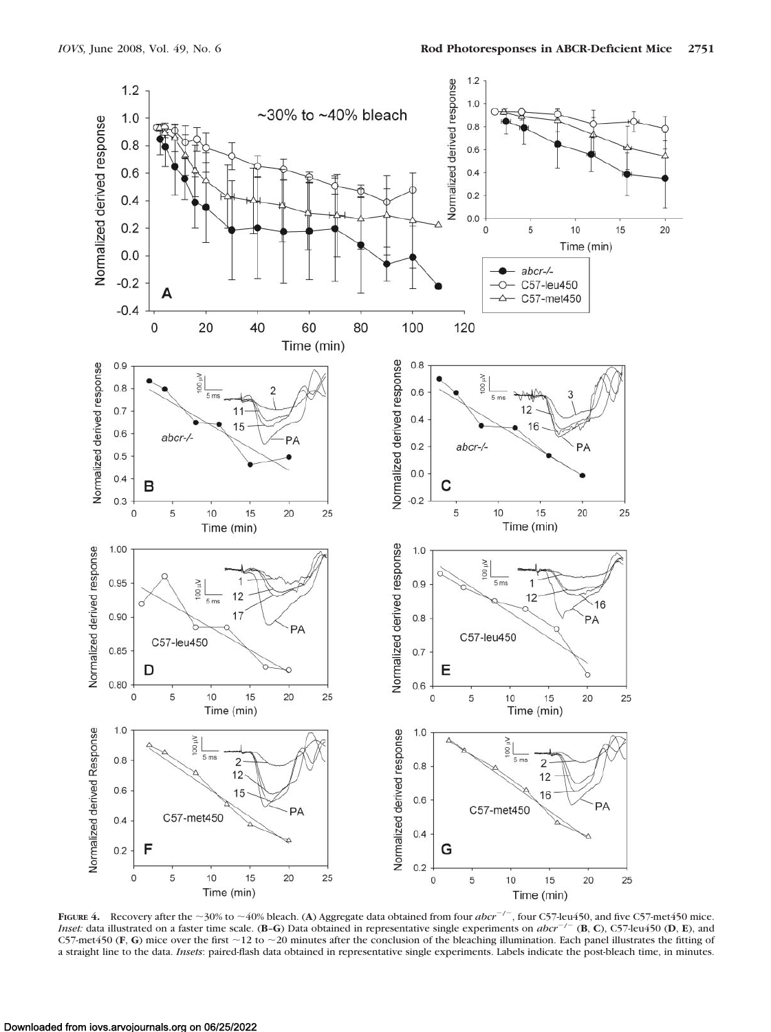**Figure 4.** Recovery after the ~30% to ~40% bleach. (**A**) Aggregate data obtained from four $abcr^{-/-}$, four C57-leu450, and five C57-met450 mice. *Inset:* data illustrated on a faster time scale. (**B–G**) Data obtained in representative single experiments on $abcr^{-/-}$ (**B**, **C**), C57-leu450 (**D**, **E**), and C57-met450 (**F**, **G**) mice over the first ~12 to ~20 minutes after the conclusion of the bleaching illumination. Each panel illustrates the fitting of a straight line to the data. *Insets*: paired-flash data obtained in representative single experiments. Labels indicate the post-bleach time, in minutes.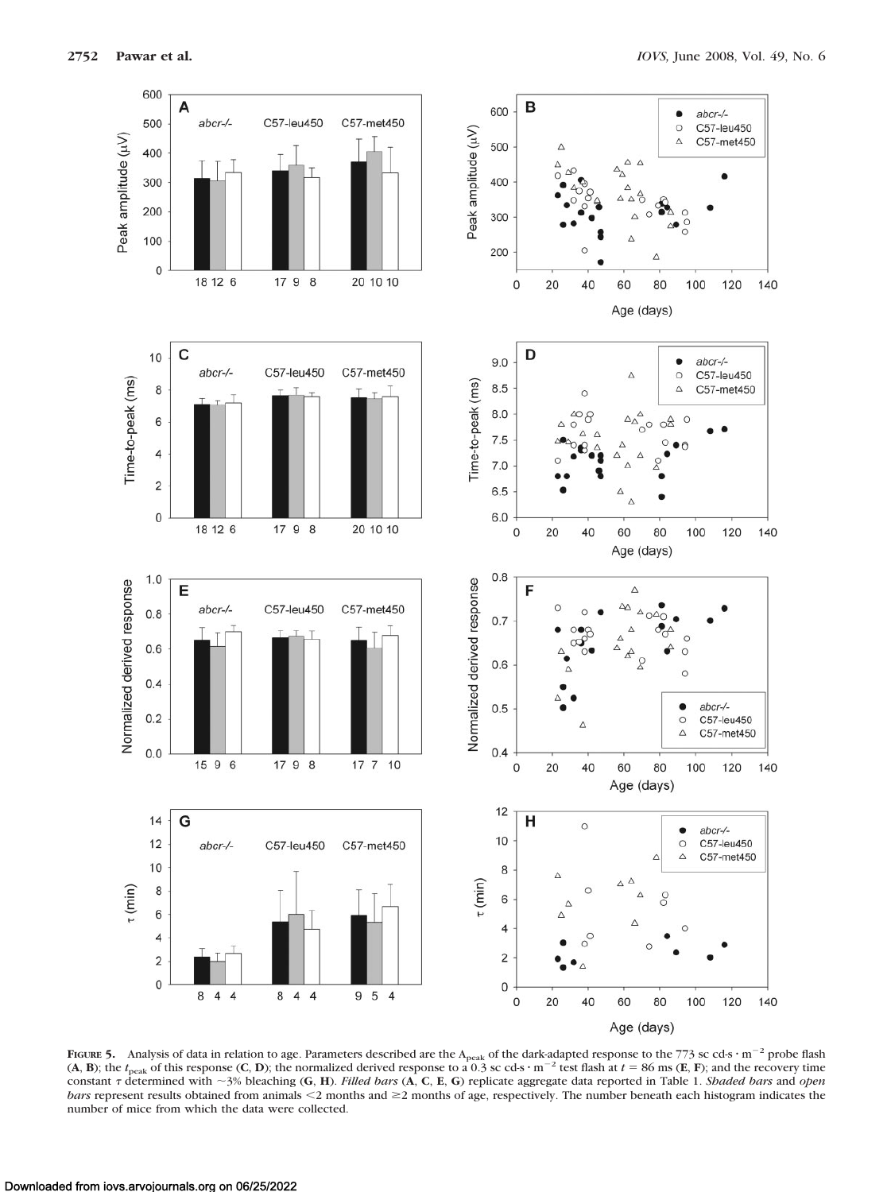**Figure 5.** Analysis of data in relation to age. Parameters described are the $A_{peak}$ of the dark-adapted response to the 773 sc cd-s · $m^{-2}$ probe flash (**A**, **B**); the $t_{peak}$ of this response (**C**, **D**); the normalized derived response to a 0.3 sc cd-s · $m^{-2}$ test flash at $t$ = 86 ms (**E**, **F**); and the recovery time constant $\tau$ determined with ~3% bleaching (**G**, **H**). *Filled bars* (**A**, **C**, **E**, **G**) replicate aggregate data reported in Table 1. *Shaded bars* and *open bars* represent results obtained from animals <2 months and ≥2 months of age, respectively. The number beneath each histogram indicates the number of mice from which the data were collected.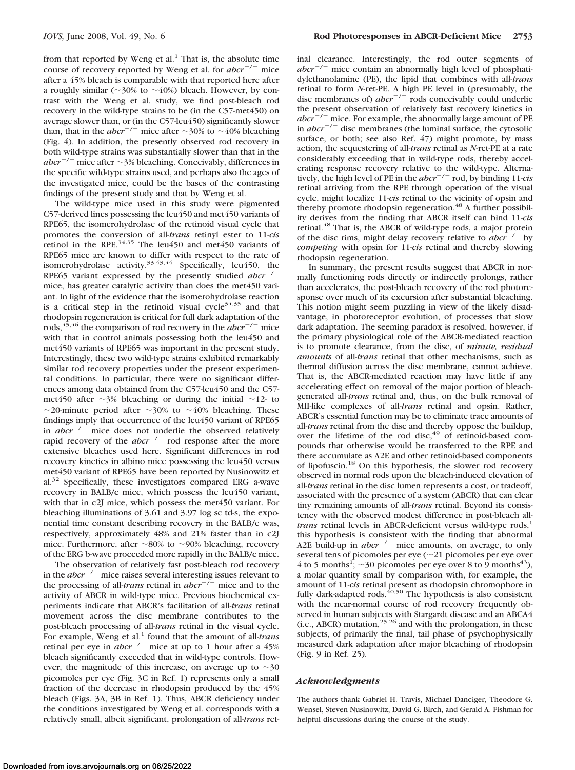from that reported by Weng et al.[1] That is, the absolute time course of recovery reported by Weng et al. for $abcr^{-/-}$ mice after a 45% bleach is comparable with that reported here after a roughly similar (~30% to ~40%) bleach. However, by contrast with the Weng et al. study, we find post-bleach rod recovery in the wild-type strains to be (in the C57-met450) on average slower than, or (in the C57-leu450) significantly slower than, that in the $abcr^{-/-}$ mice after ~30% to ~40% bleaching (Fig. 4). In addition, the presently observed rod recovery in both wild-type strains was substantially slower than that in the $abcr^{-/-}$ mice after ~3% bleaching. Conceivably, differences in the specific wild-type strains used, and perhaps also the ages of the investigated mice, could be the bases of the contrasting findings of the present study and that by Weng et al.

The wild-type mice used in this study were pigmented C57-derived lines possessing the leu450 and met450 variants of RPE65, the isomerohydrolase of the retinoid visual cycle that promotes the conversion of all-*trans* retinyl ester to 11-*cis* retinol in the RPE.[34,35] The leu450 and met450 variants of RPE65 mice are known to differ with respect to the rate of isomerohydrolase activity.[33,43,44] Specifically, leu450, the RPE65 variant expressed by the presently studied $abcr^{-/-}$ mice, has greater catalytic activity than does the met450 variant. In light of the evidence that the isomerohydrolase reaction is a critical step in the retinoid visual cycle[34,35] and that rhodopsin regeneration is critical for full dark adaptation of the rods,[45,46] the comparison of rod recovery in the $abcr^{-/-}$ mice with that in control animals possessing both the leu450 and met450 variants of RPE65 was important in the present study. Interestingly, these two wild-type strains exhibited remarkably similar rod recovery properties under the present experimental conditions. In particular, there were no significant differences among data obtained from the C57-leu450 and the C57-met450 after ~3% bleaching or during the initial ~12- to ~20-minute period after ~30% to ~40% bleaching. These findings imply that occurrence of the leu450 variant of RPE65 in $abcr^{-/-}$ mice does not underlie the observed relatively rapid recovery of the $abcr^{-/-}$ rod response after the more extensive bleaches used here. Significant differences in rod recovery kinetics in albino mice possessing the leu450 versus met450 variant of RPE65 have been reported by Nusinowitz et al.[32] Specifically, these investigators compared ERG a-wave recovery in BALB/c mice, which possess the leu450 variant, with that in c2J mice, which possess the met450 variant. For bleaching illuminations of 3.61 and 3.97 log sc td-s, the exponential time constant describing recovery in the BALB/c was, respectively, approximately 48% and 21% faster than in c2J mice. Furthermore, after ~80% to ~90% bleaching, recovery of the ERG b-wave proceeded more rapidly in the BALB/c mice.

The observation of relatively fast post-bleach rod recovery in the $abcr^{-/-}$ mice raises several interesting issues relevant to the processing of all-*trans* retinal in $abcr^{-/-}$ mice and to the activity of ABCR in wild-type mice. Previous biochemical experiments indicate that ABCR's facilitation of all-*trans* retinal movement across the disc membrane contributes to the post-bleach processing of all-*trans* retinal in the visual cycle. For example, Weng et al.[1] found that the amount of all-*trans* retinal per eye in $abcr^{-/-}$ mice at up to 1 hour after a 45% bleach significantly exceeded that in wild-type controls. However, the magnitude of this increase, on average up to ~30 picomoles per eye (Fig. 3C in Ref. 1) represents only a small fraction of the decrease in rhodopsin produced by the 45% bleach (Figs. 3A, 3B in Ref. 1). Thus, ABCR deficiency under the conditions investigated by Weng et al. corresponds with a relatively small, albeit significant, prolongation of all-*trans* retinal clearance. Interestingly, the rod outer segments of $abcr^{-/-}$ mice contain an abnormally high level of phosphatidylethanolamine (PE), the lipid that combines with all-*trans* retinal to form *N*-ret-PE. A high PE level in (presumably, the disc membranes of) $abcr^{-/-}$ rods conceivably could underlie the present observation of relatively fast recovery kinetics in $abcr^{-/-}$ mice. For example, the abnormally large amount of PE in $abcr^{-/-}$ disc membranes (the luminal surface, the cytosolic surface, or both; see also Ref. 47) might promote, by mass action, the sequestering of all-*trans* retinal as *N*-ret-PE at a rate considerably exceeding that in wild-type rods, thereby accelerating response recovery relative to the wild-type. Alternatively, the high level of PE in the $abcr^{-/-}$ rod, by binding 11-*cis* retinal arriving from the RPE through operation of the visual cycle, might localize 11-*cis* retinal to the vicinity of opsin and thereby promote rhodopsin regeneration.[48] A further possibility derives from the finding that ABCR itself can bind 11-*cis* retinal.[48] That is, the ABCR of wild-type rods, a major protein of the disc rims, might delay recovery relative to $abcr^{-/-}$ by *competing* with opsin for 11-*cis* retinal and thereby slowing rhodopsin regeneration.

In summary, the present results suggest that ABCR in normally functioning rods directly or indirectly prolongs, rather than accelerates, the post-bleach recovery of the rod photoresponse over much of its excursion after substantial bleaching. This notion might seem puzzling in view of the likely disadvantage, in photoreceptor evolution, of processes that slow dark adaptation. The seeming paradox is resolved, however, if the primary physiological role of the ABCR-mediated reaction is to promote clearance, from the disc, of *minute, residual amounts* of all-*trans* retinal that other mechanisms, such as thermal diffusion across the disc membrane, cannot achieve. That is, the ABCR-mediated reaction may have little if any accelerating effect on removal of the major portion of bleach-generated all-*trans* retinal and, thus, on the bulk removal of MII-like complexes of all-*trans* retinal and opsin. Rather, ABCR's essential function may be to eliminate trace amounts of all-*trans* retinal from the disc and thereby oppose the buildup, over the lifetime of the rod disc,[49] of retinoid-based compounds that otherwise would be transferred to the RPE and there accumulate as A2E and other retinoid-based components of lipofuscin.[18] On this hypothesis, the slower rod recovery observed in normal rods upon the bleach-induced elevation of all-*trans* retinal in the disc lumen represents a cost, or tradeoff, associated with the presence of a system (ABCR) that can clear tiny remaining amounts of all-*trans* retinal. Beyond its consistency with the observed modest difference in post-bleach all-*trans* retinal levels in ABCR-deficient versus wild-type rods,[1] this hypothesis is consistent with the finding that abnormal A2E build-up in $abcr^{-/-}$ mice amounts, on average, to only several tens of picomoles per eye (~21 picomoles per eye over 4 to 5 months[1]; ~30 picomoles per eye over 8 to 9 months[43]), a molar quantity small by comparison with, for example, the amount of 11-*cis* retinal present as rhodopsin chromophore in fully dark-adapted rods.[40,50] The hypothesis is also consistent with the near-normal course of rod recovery frequently observed in human subjects with Stargardt disease and an ABCA4 (i.e., ABCR) mutation,[25,26] and with the prolongation, in these subjects, of primarily the final, tail phase of psychophysically measured dark adaptation after major bleaching of rhodopsin (Fig. 9 in Ref. 25).

## Acknowledgments

The authors thank Gabriel H. Travis, Michael Danciger, Theodore G. Wensel, Steven Nusinowitz, David G. Birch, and Gerald A. Fishman for helpful discussions during the course of the study.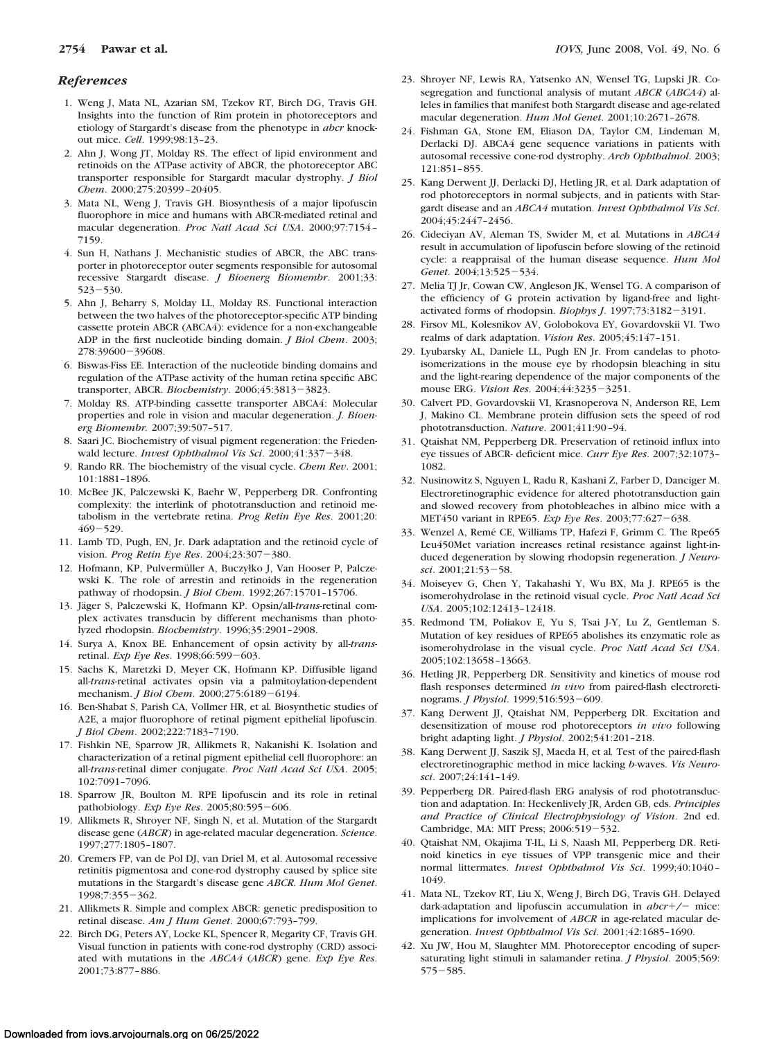## References

1. Weng J, Mata NL, Azarian SM, Tzekov RT, Birch DG, Travis GH. Insights into the function of Rim protein in photoreceptors and etiology of Stargardt's disease from the phenotype in *abcr* knockout mice. *Cell*. 1999;98:13–23.
2. Ahn J, Wong JT, Molday RS. The effect of lipid environment and retinoids on the ATPase activity of ABCR, the photoreceptor ABC transporter responsible for Stargardt macular dystrophy. *J Biol Chem*. 2000;275:20399–20405.
3. Mata NL, Weng J, Travis GH. Biosynthesis of a major lipofuscin fluorophore in mice and humans with ABCR-mediated retinal and macular degeneration. *Proc Natl Acad Sci USA*. 2000;97:7154–7159.
4. Sun H, Nathans J. Mechanistic studies of ABCR, the ABC transporter in photoreceptor outer segments responsible for autosomal recessive Stargardt disease. *J Bioenerg Biomembr*. 2001;33:523–530.
5. Ahn J, Beharry S, Molday LL, Molday RS. Functional interaction between the two halves of the photoreceptor-specific ATP binding cassette protein ABCR (ABCA4): evidence for a non-exchangeable ADP in the first nucleotide binding domain. *J Biol Chem*. 2003;278:39600–39608.
6. Biswas-Fiss EE. Interaction of the nucleotide binding domains and regulation of the ATPase activity of the human retina specific ABC transporter, ABCR. *Biochemistry*. 2006;45:3813–3823.
7. Molday RS. ATP-binding cassette transporter ABCA4: Molecular properties and role in vision and macular degeneration. *J. Bioenerg Biomembr.* 2007;39:507–517.
8. Saari JC. Biochemistry of visual pigment regeneration: the Friedenwald lecture. *Invest Ophthalmol Vis Sci*. 2000;41:337–348.
9. Rando RR. The biochemistry of the visual cycle. *Chem Rev*. 2001;101:1881–1896.
10. McBee JK, Palczewski K, Baehr W, Pepperberg DR. Confronting complexity: the interlink of phototransduction and retinoid metabolism in the vertebrate retina. *Prog Retin Eye Res*. 2001;20:469–529.
11. Lamb TD, Pugh, EN, Jr. Dark adaptation and the retinoid cycle of vision. *Prog Retin Eye Res*. 2004;23:307–380.
12. Hofmann, KP, Pulvermüller A, Buczyłko J, Van Hooser P, Palczewski K. The role of arrestin and retinoids in the regeneration pathway of rhodopsin. *J Biol Chem*. 1992;267:15701–15706.
13. Jäger S, Palczewski K, Hofmann KP. Opsin/all-*trans*-retinal complex activates transducin by different mechanisms than photolyzed rhodopsin. *Biochemistry*. 1996;35:2901–2908.
14. Surya A, Knox BE. Enhancement of opsin activity by all-*trans*-retinal. *Exp Eye Res*. 1998;66:599–603.
15. Sachs K, Maretzki D, Meyer CK, Hofmann KP. Diffusible ligand all-*trans*-retinal activates opsin via a palmitoylation-dependent mechanism. *J Biol Chem*. 2000;275:6189–6194.
16. Ben-Shabat S, Parish CA, Vollmer HR, et al. Biosynthetic studies of A2E, a major fluorophore of retinal pigment epithelial lipofuscin. *J Biol Chem*. 2002;222:7183–7190.
17. Fishkin NE, Sparrow JR, Allikmets R, Nakanishi K. Isolation and characterization of a retinal pigment epithelial cell fluorophore: an all-*trans*-retinal dimer conjugate. *Proc Natl Acad Sci USA*. 2005;102:7091–7096.
18. Sparrow JR, Boulton M. RPE lipofuscin and its role in retinal pathobiology. *Exp Eye Res*. 2005;80:595–606.
19. Allikmets R, Shroyer NF, Singh N, et al. Mutation of the Stargardt disease gene (*ABCR*) in age-related macular degeneration. *Science*. 1997;277:1805–1807.
20. Cremers FP, van de Pol DJ, van Driel M, et al. Autosomal recessive retinitis pigmentosa and cone-rod dystrophy caused by splice site mutations in the Stargardt's disease gene *ABCR. Hum Mol Genet*. 1998;7:355–362.
21. Allikmets R. Simple and complex ABCR: genetic predisposition to retinal disease. *Am J Hum Genet*. 2000;67:793–799.
22. Birch DG, Peters AY, Locke KL, Spencer R, Megarity CF, Travis GH. Visual function in patients with cone-rod dystrophy (CRD) associated with mutations in the *ABCA4* (*ABCR*) gene. *Exp Eye Res*. 2001;73:877–886.
23. Shroyer NF, Lewis RA, Yatsenko AN, Wensel TG, Lupski JR. Cosegregation and functional analysis of mutant *ABCR* (*ABCA4*) alleles in families that manifest both Stargardt disease and age-related macular degeneration. *Hum Mol Genet*. 2001;10:2671–2678.
24. Fishman GA, Stone EM, Eliason DA, Taylor CM, Lindeman M, Derlacki DJ. ABCA4 gene sequence variations in patients with autosomal recessive cone-rod dystrophy. *Arch Ophthalmol*. 2003;121:851–855.
25. Kang Derwent JJ, Derlacki DJ, Hetling JR, et al. Dark adaptation of rod photoreceptors in normal subjects, and in patients with Stargardt disease and an *ABCA4* mutation. *Invest Ophthalmol Vis Sci*. 2004;45:2447–2456.
26. Cideciyan AV, Aleman TS, Swider M, et al. Mutations in *ABCA4* result in accumulation of lipofuscin before slowing of the retinoid cycle: a reappraisal of the human disease sequence. *Hum Mol Genet*. 2004;13:525–534.
27. Melia TJ Jr, Cowan CW, Angleson JK, Wensel TG. A comparison of the efficiency of G protein activation by ligand-free and light-activated forms of rhodopsin. *Biophys J*. 1997;73:3182–3191.
28. Firsov ML, Kolesnikov AV, Golobokova EY, Govardovskii VI. Two realms of dark adaptation. *Vision Res*. 2005;45:147–151.
29. Lyubarsky AL, Daniele LL, Pugh EN Jr. From candelas to photoisomerizations in the mouse eye by rhodopsin bleaching in situ and the light-rearing dependence of the major components of the mouse ERG. *Vision Res.* 2004;44:3235–3251.
30. Calvert PD, Govardovskii VI, Krasnoperova N, Anderson RE, Lem J, Makino CL. Membrane protein diffusion sets the speed of rod phototransduction. *Nature*. 2001;411:90–94.
31. Qtaishat NM, Pepperberg DR. Preservation of retinoid influx into eye tissues of ABCR- deficient mice. *Curr Eye Res*. 2007;32:1073–1082.
32. Nusinowitz S, Nguyen L, Radu R, Kashani Z, Farber D, Danciger M. Electroretinographic evidence for altered phototransduction gain and slowed recovery from photobleaches in albino mice with a MET450 variant in RPE65. *Exp Eye Res*. 2003;77:627–638.
33. Wenzel A, Remé CE, Williams TP, Hafezi F, Grimm C. The Rpe65 Leu450Met variation increases retinal resistance against light-induced degeneration by slowing rhodopsin regeneration. *J Neurosci*. 2001;21:53–58.
34. Moiseyev G, Chen Y, Takahashi Y, Wu BX, Ma J. RPE65 is the isomerohydrolase in the retinoid visual cycle. *Proc Natl Acad Sci USA*. 2005;102:12413–12418.
35. Redmond TM, Poliakov E, Yu S, Tsai J-Y, Lu Z, Gentleman S. Mutation of key residues of RPE65 abolishes its enzymatic role as isomerohydrolase in the visual cycle. *Proc Natl Acad Sci USA*. 2005;102:13658–13663.
36. Hetling JR, Pepperberg DR. Sensitivity and kinetics of mouse rod flash responses determined *in vivo* from paired-flash electroretinograms. *J Physiol*. 1999;516:593–609.
37. Kang Derwent JJ, Qtaishat NM, Pepperberg DR. Excitation and desensitization of mouse rod photoreceptors *in vivo* following bright adapting light. *J Physiol*. 2002;541:201–218.
38. Kang Derwent JJ, Saszik SJ, Maeda H, et al. Test of the paired-flash electroretinographic method in mice lacking *b*-waves. *Vis Neurosci*. 2007;24:141–149.
39. Pepperberg DR. Paired-flash ERG analysis of rod phototransduction and adaptation. In: Heckenlively JR, Arden GB, eds. *Principles and Practice of Clinical Electrophysiology of Vision*. 2nd ed. Cambridge, MA: MIT Press; 2006:519–532.
40. Qtaishat NM, Okajima T-IL, Li S, Naash MI, Pepperberg DR. Retinoid kinetics in eye tissues of VPP transgenic mice and their normal littermates. *Invest Ophthalmol Vis Sci*. 1999;40:1040–1049.
41. Mata NL, Tzekov RT, Liu X, Weng J, Birch DG, Travis GH. Delayed dark-adaptation and lipofuscin accumulation in *abcr+/−* mice: implications for involvement of *ABCR* in age-related macular degeneration. *Invest Ophthalmol Vis Sci*. 2001;42:1685–1690.
42. Xu JW, Hou M, Slaughter MM. Photoreceptor encoding of supersaturating light stimuli in salamander retina. *J Physiol*. 2005;569:575–585.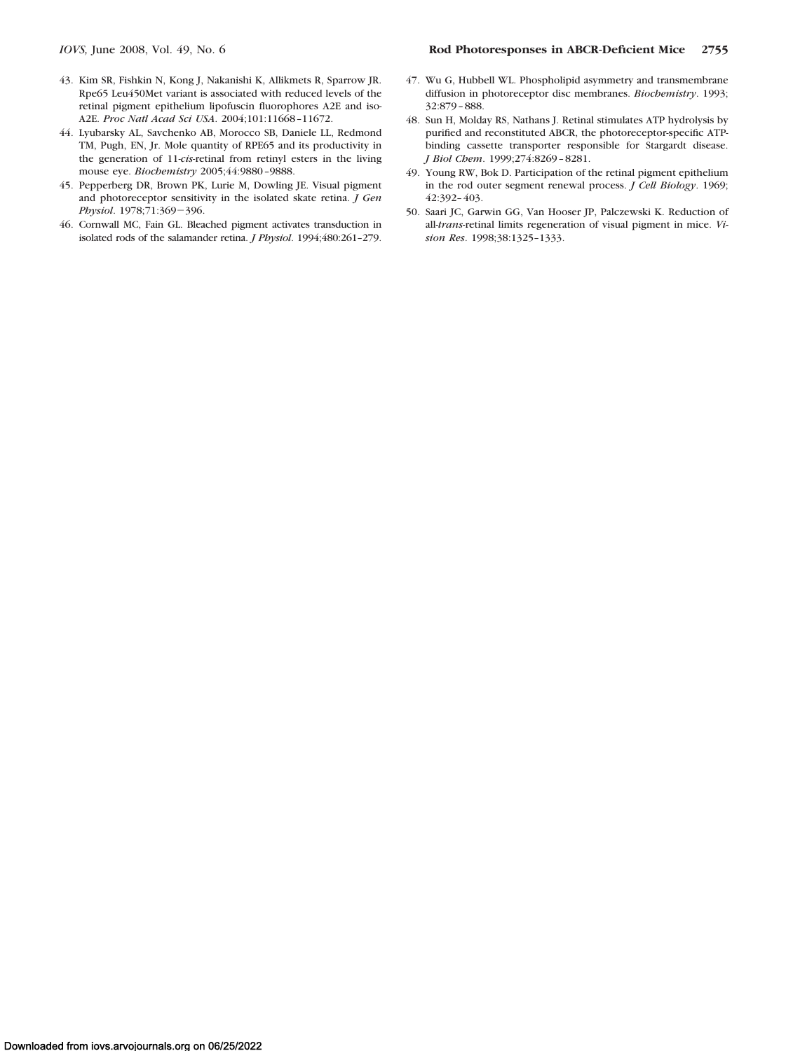43. Kim SR, Fishkin N, Kong J, Nakanishi K, Allikmets R, Sparrow JR. Rpe65 Leu450Met variant is associated with reduced levels of the retinal pigment epithelium lipofuscin fluorophores A2E and iso-A2E. *Proc Natl Acad Sci USA*. 2004;101:11668–11672.
44. Lyubarsky AL, Savchenko AB, Morocco SB, Daniele LL, Redmond TM, Pugh, EN, Jr. Mole quantity of RPE65 and its productivity in the generation of 11-*cis*-retinal from retinyl esters in the living mouse eye. *Biochemistry* 2005;44:9880–9888.
45. Pepperberg DR, Brown PK, Lurie M, Dowling JE. Visual pigment and photoreceptor sensitivity in the isolated skate retina. *J Gen Physiol*. 1978;71:369–396.
46. Cornwall MC, Fain GL. Bleached pigment activates transduction in isolated rods of the salamander retina. *J Physiol*. 1994;480:261–279.
47. Wu G, Hubbell WL. Phospholipid asymmetry and transmembrane diffusion in photoreceptor disc membranes. *Biochemistry*. 1993; 32:879–888.
48. Sun H, Molday RS, Nathans J. Retinal stimulates ATP hydrolysis by purified and reconstituted ABCR, the photoreceptor-specific ATP-binding cassette transporter responsible for Stargardt disease. *J Biol Chem*. 1999;274:8269–8281.
49. Young RW, Bok D. Participation of the retinal pigment epithelium in the rod outer segment renewal process. *J Cell Biology*. 1969; 42:392–403.
50. Saari JC, Garwin GG, Van Hooser JP, Palczewski K. Reduction of all-*trans*-retinal limits regeneration of visual pigment in mice. *Vision Res*. 1998;38:1325–1333.